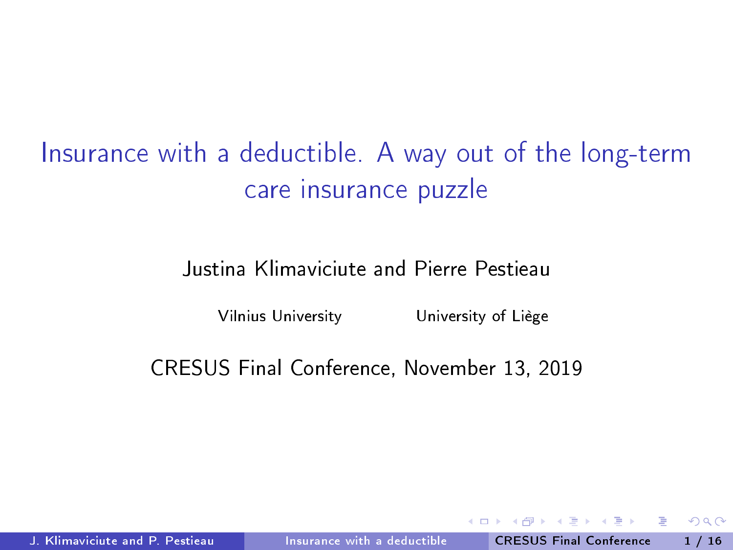# Insurance with a deductible. A way out of the long-term care insurance puzzle

Justina Klimaviciute and Pierre Pestieau

Vilnius University University of Liège

CRESUS Final Conference, November 13, 2019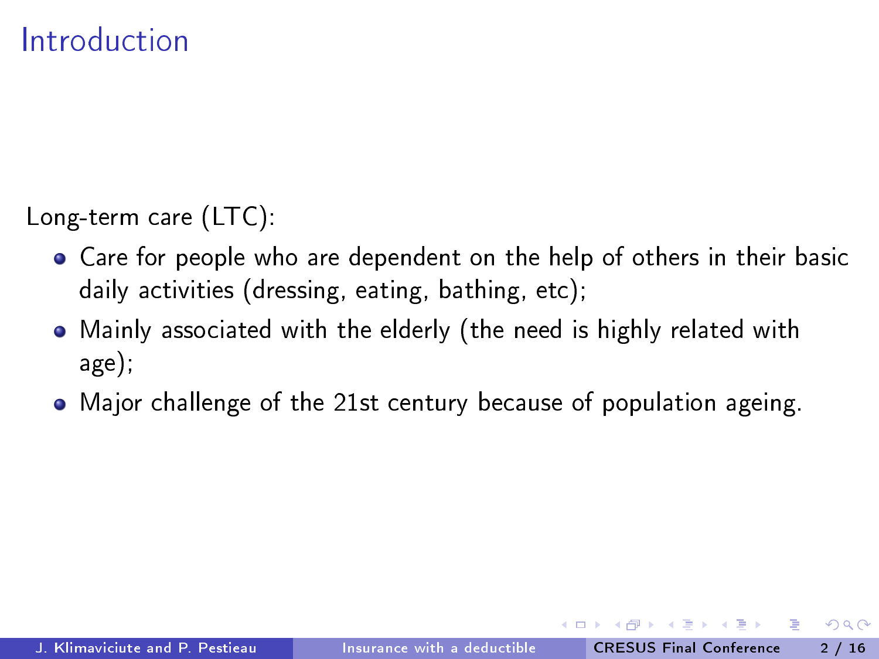# Introduction

Long-term care (LTC):

- Care for people who are dependent on the help of others in their basic daily activities (dressing, eating, bathing, etc);
- Mainly associated with the elderly (the need is highly related with age);
- Major challenge of the 21st century because of population ageing.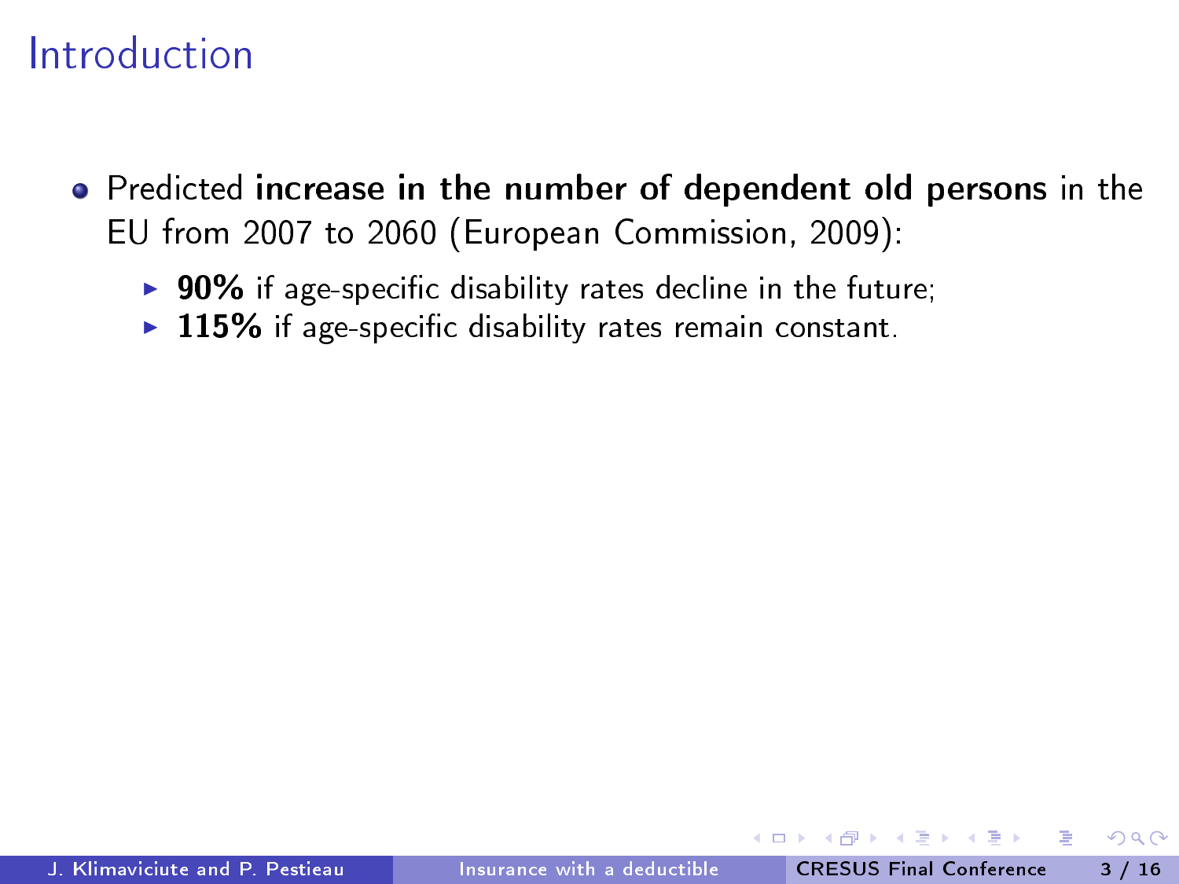# Introduction

- Predicted **increase in the number of dependent old persons** in the EU from 2007 to 2060 (European Commission, 2009):
  - **90%** if age-specific disability rates decline in the future;
  - **115%** if age-specific disability rates remain constant.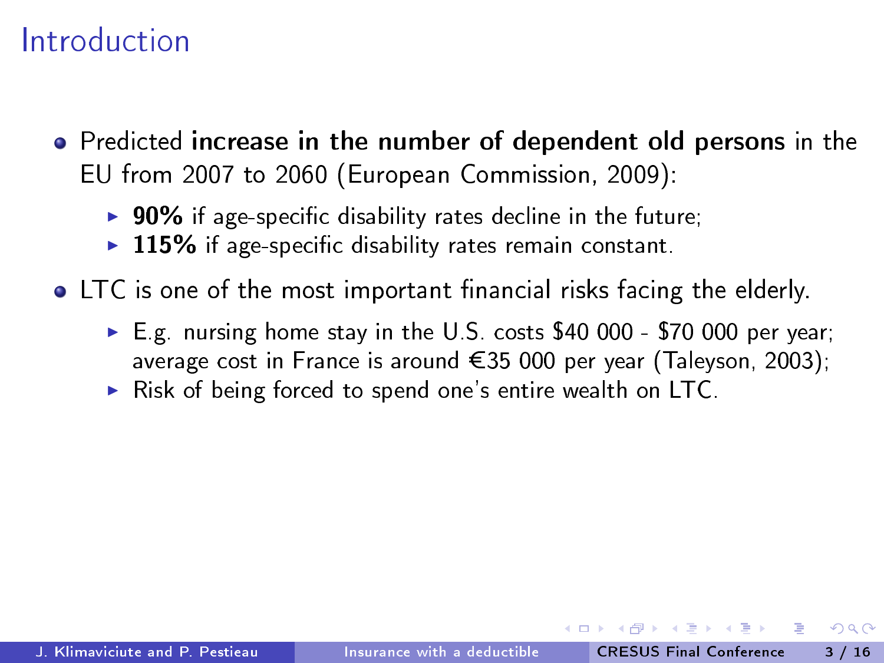# Introduction

- Predicted **increase in the number of dependent old persons** in the EU from 2007 to 2060 (European Commission, 2009):
  - **90%** if age-specific disability rates decline in the future;
  - **115%** if age-specific disability rates remain constant.
- LTC is one of the most important financial risks facing the elderly.
  - E.g. nursing home stay in the U.S. costs \$40 000 - \$70 000 per year; average cost in France is around €35 000 per year (Taleyson, 2003);
  - Risk of being forced to spend one's entire wealth on LTC.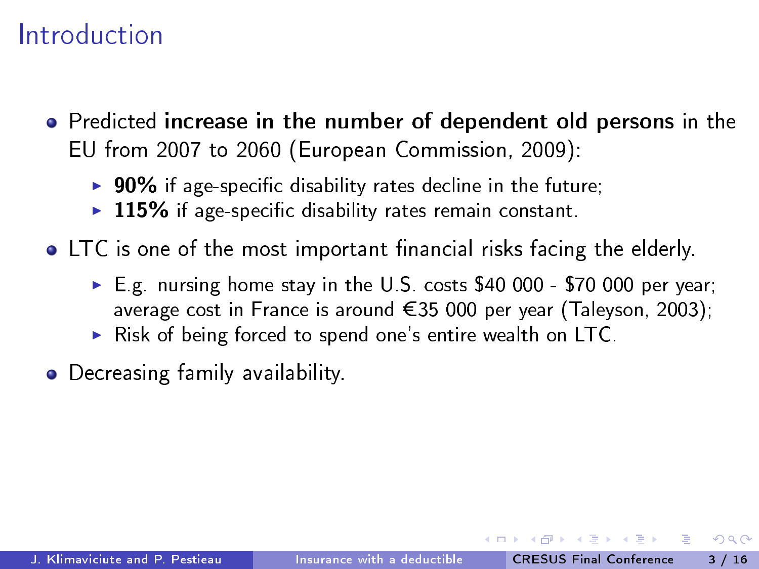# Introduction

- Predicted **increase in the number of dependent old persons** in the EU from 2007 to 2060 (European Commission, 2009):
  - **90%** if age-specific disability rates decline in the future;
  - **115%** if age-specific disability rates remain constant.
- LTC is one of the most important financial risks facing the elderly.
  - E.g. nursing home stay in the U.S. costs $40 000 - $70 000 per year; average cost in France is around €35 000 per year (Taleyson, 2003);
  - Risk of being forced to spend one's entire wealth on LTC.
- Decreasing family availability.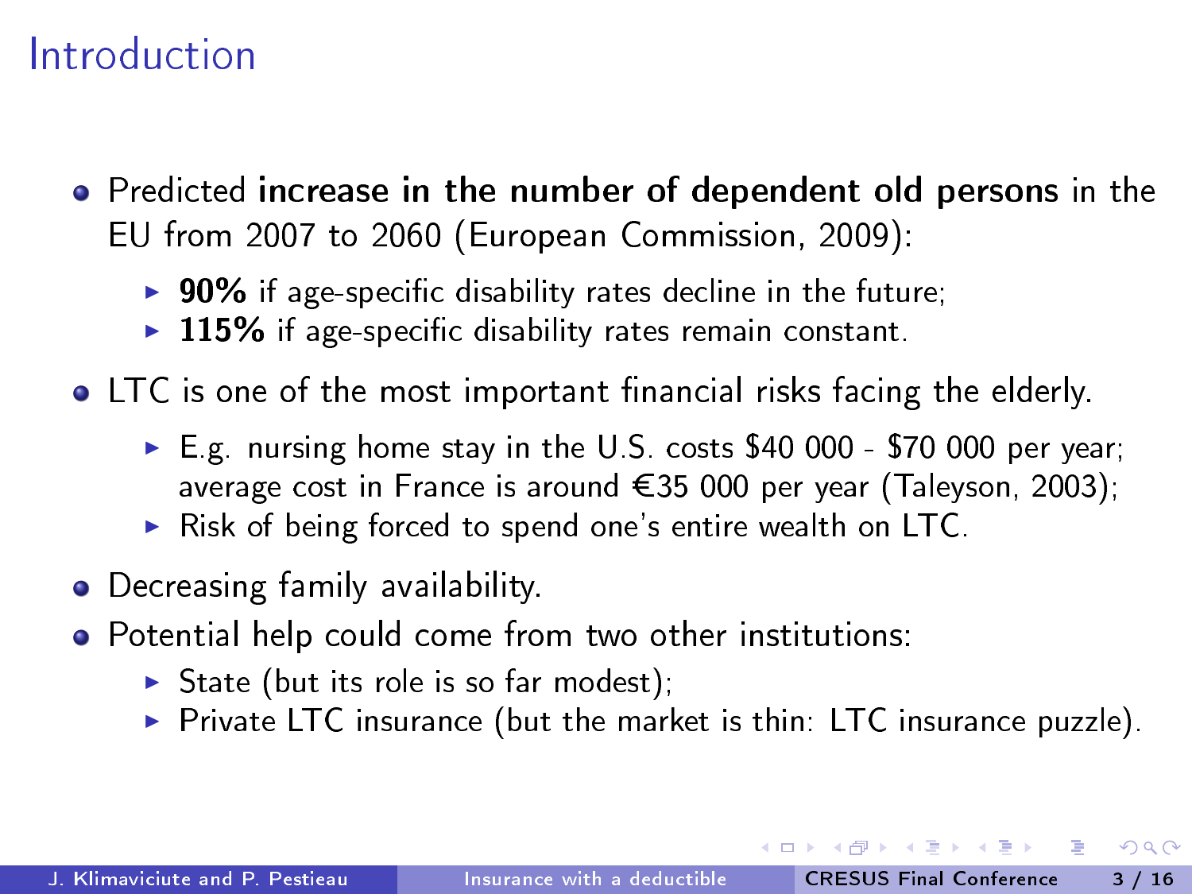# Introduction

- Predicted **increase in the number of dependent old persons** in the EU from 2007 to 2060 (European Commission, 2009):
  - **90%** if age-specific disability rates decline in the future;
  - **115%** if age-specific disability rates remain constant.
- LTC is one of the most important financial risks facing the elderly.
  - E.g. nursing home stay in the U.S. costs $40 000 - $70 000 per year; average cost in France is around €35 000 per year (Taleyson, 2003);
  - Risk of being forced to spend one's entire wealth on LTC.
- Decreasing family availability.
- Potential help could come from two other institutions:
  - State (but its role is so far modest);
  - Private LTC insurance (but the market is thin: LTC insurance puzzle).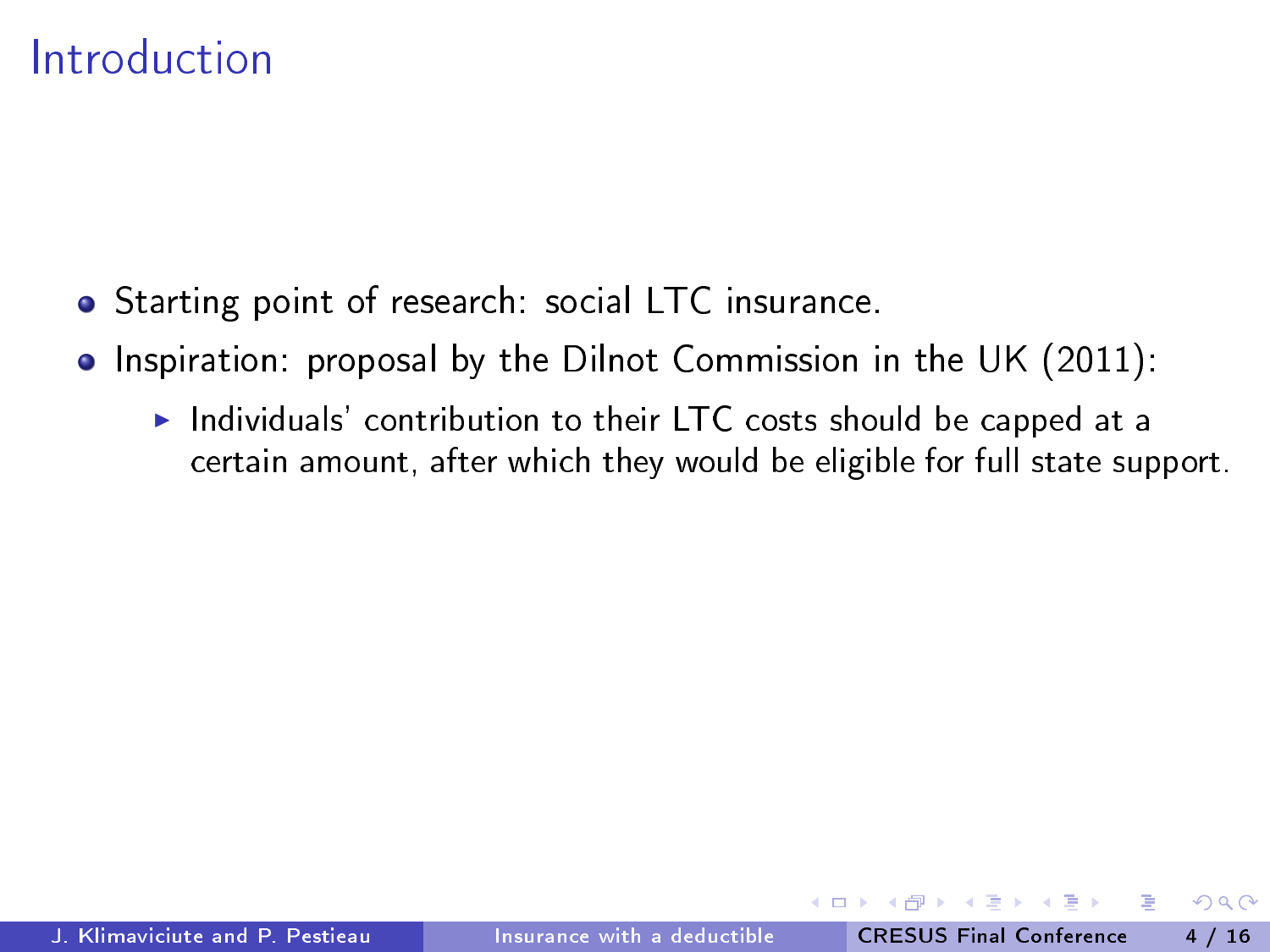# Introduction

- Starting point of research: social LTC insurance.
- Inspiration: proposal by the Dilnot Commission in the UK (2011):
  - Individuals' contribution to their LTC costs should be capped at a certain amount, after which they would be eligible for full state support.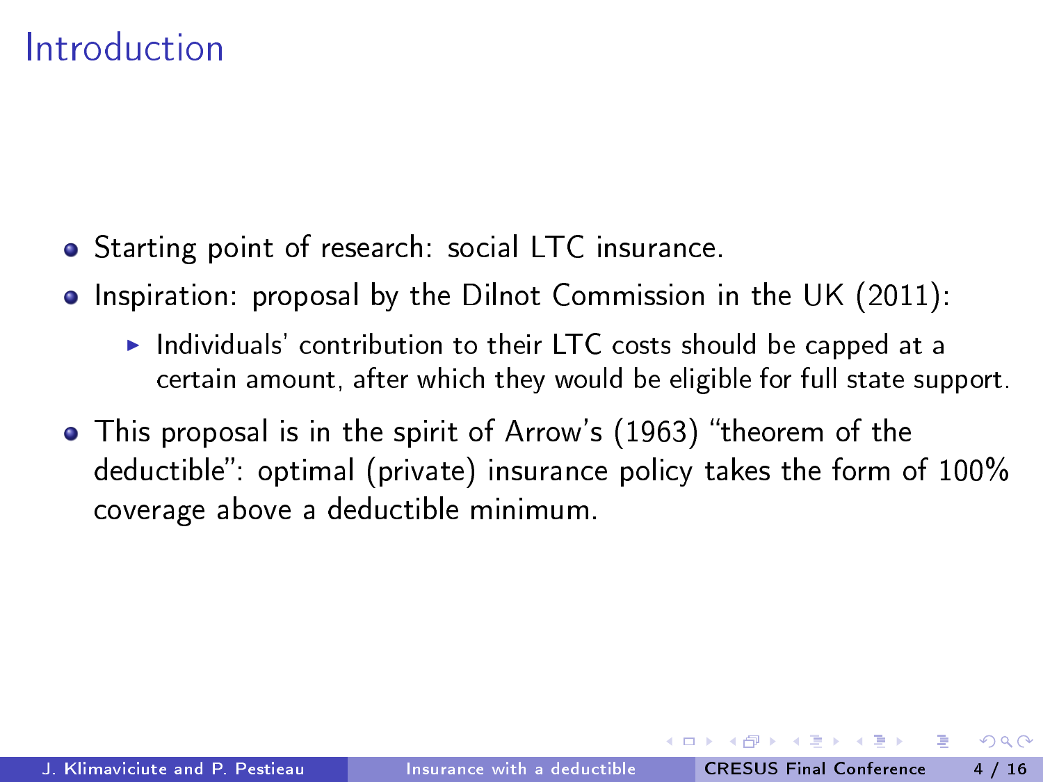# Introduction

- Starting point of research: social LTC insurance.
- Inspiration: proposal by the Dilnot Commission in the UK (2011):
  - Individuals' contribution to their LTC costs should be capped at a certain amount, after which they would be eligible for full state support.
- This proposal is in the spirit of Arrow's (1963) "theorem of the deductible": optimal (private) insurance policy takes the form of 100% coverage above a deductible minimum.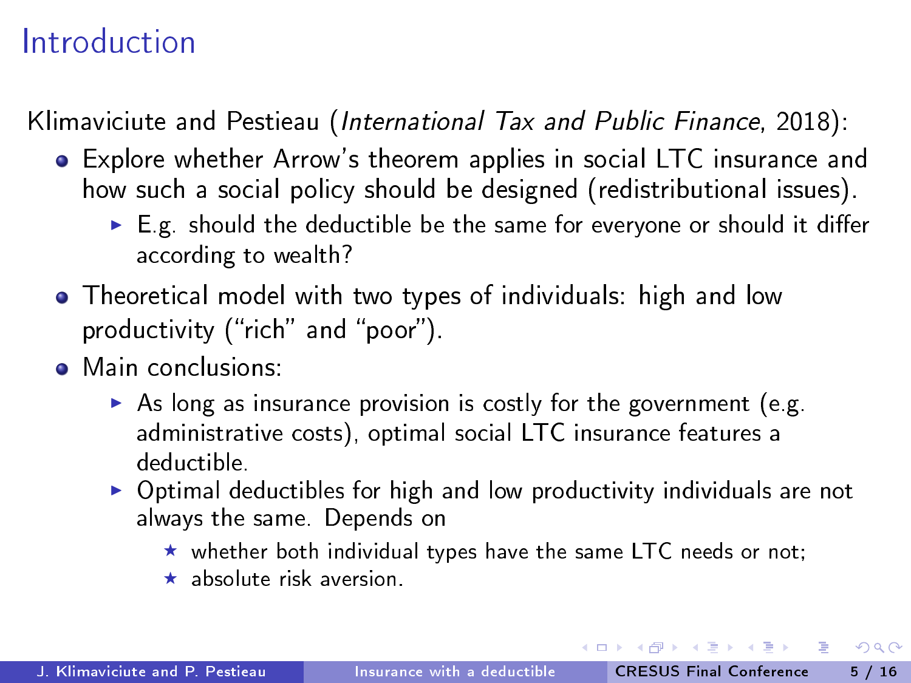# Introduction

Klimaviciute and Pestieau (*International Tax and Public Finance*, 2018):

- Explore whether Arrow's theorem applies in social LTC insurance and how such a social policy should be designed (redistributional issues).
  - E.g. should the deductible be the same for everyone or should it differ according to wealth?
- Theoretical model with two types of individuals: high and low productivity ("rich" and "poor").
- Main conclusions:
  - As long as insurance provision is costly for the government (e.g. administrative costs), optimal social LTC insurance features a deductible.
  - Optimal deductibles for high and low productivity individuals are not always the same. Depends on
    - whether both individual types have the same LTC needs or not;
    - absolute risk aversion.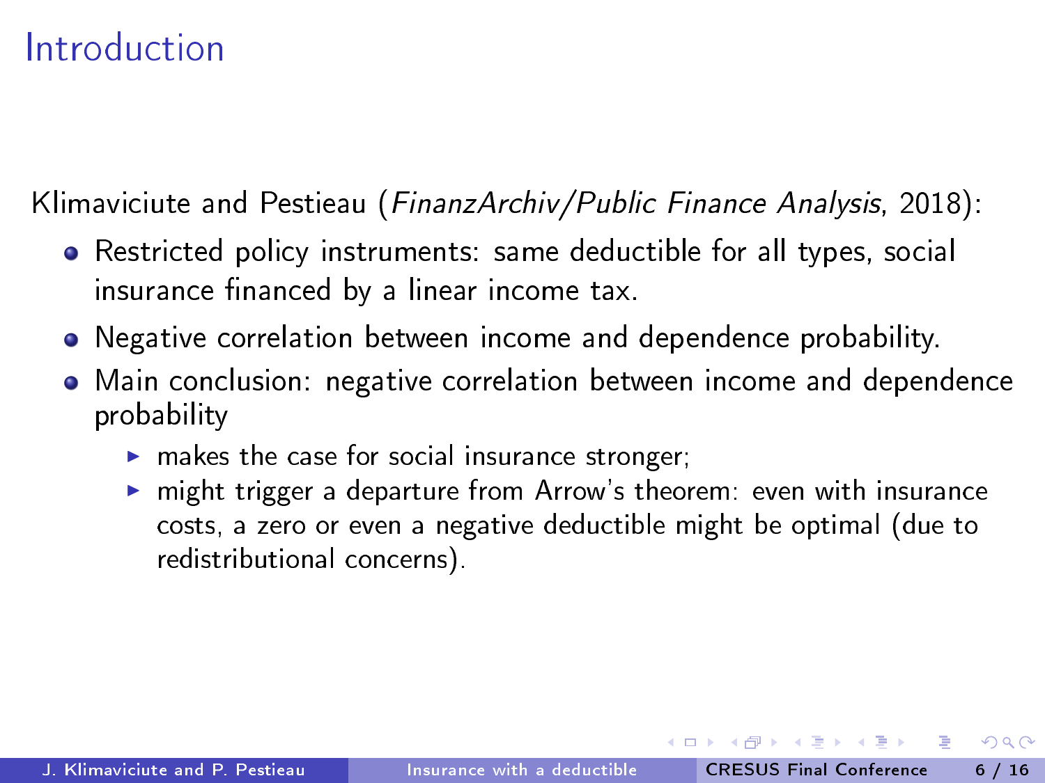# Introduction

Klimaviciute and Pestieau (*FinanzArchiv/Public Finance Analysis*, 2018):

- Restricted policy instruments: same deductible for all types, social insurance financed by a linear income tax.
- Negative correlation between income and dependence probability.
- Main conclusion: negative correlation between income and dependence probability
  - makes the case for social insurance stronger;
  - might trigger a departure from Arrow's theorem: even with insurance costs, a zero or even a negative deductible might be optimal (due to redistributional concerns).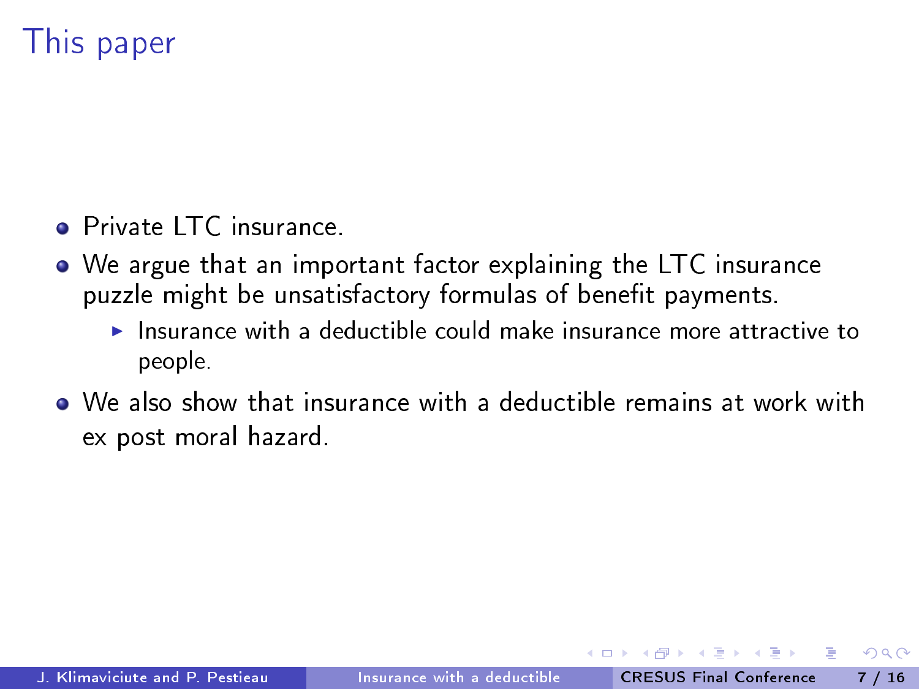# This paper

- Private LTC insurance.
- We argue that an important factor explaining the LTC insurance puzzle might be unsatisfactory formulas of benefit payments.
  - Insurance with a deductible could make insurance more attractive to people.
- We also show that insurance with a deductible remains at work with ex post moral hazard.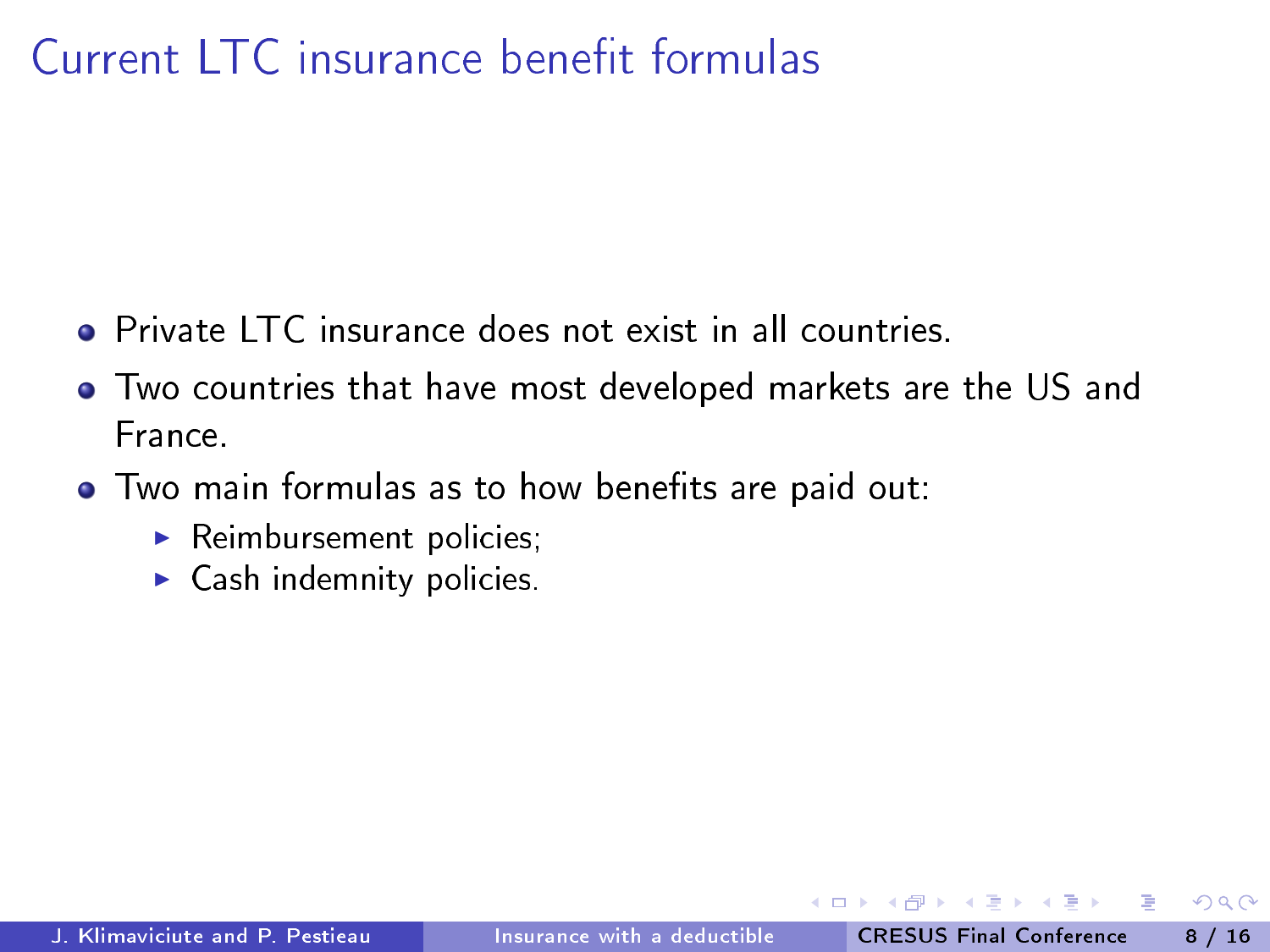# Current LTC insurance benefit formulas

- Private LTC insurance does not exist in all countries.
- Two countries that have most developed markets are the US and France.
- Two main formulas as to how benefits are paid out:
  - Reimbursement policies;
  - Cash indemnity policies.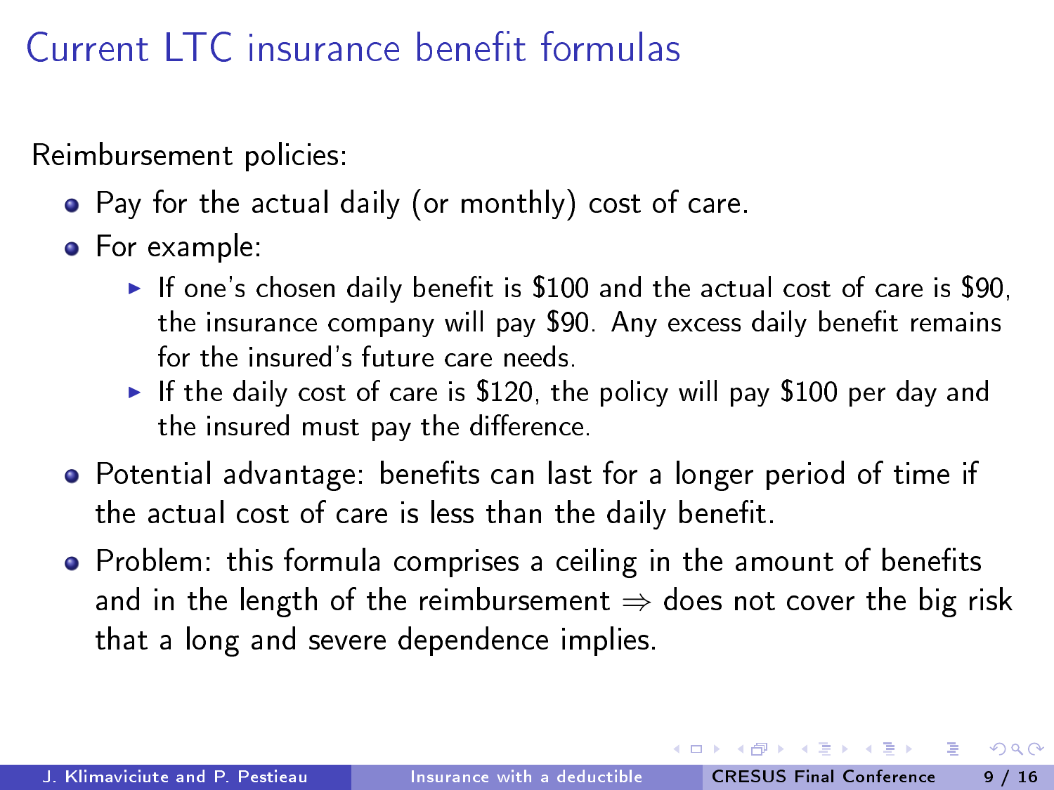# Current LTC insurance benefit formulas

Reimbursement policies:

- Pay for the actual daily (or monthly) cost of care.
- For example:
  - If one's chosen daily benefit is $100 and the actual cost of care is $90, the insurance company will pay $90. Any excess daily benefit remains for the insured's future care needs.
  - If the daily cost of care is $120, the policy will pay $100 per day and the insured must pay the difference.
- Potential advantage: benefits can last for a longer period of time if the actual cost of care is less than the daily benefit.
- Problem: this formula comprises a ceiling in the amount of benefits and in the length of the reimbursement ⇒ does not cover the big risk that a long and severe dependence implies.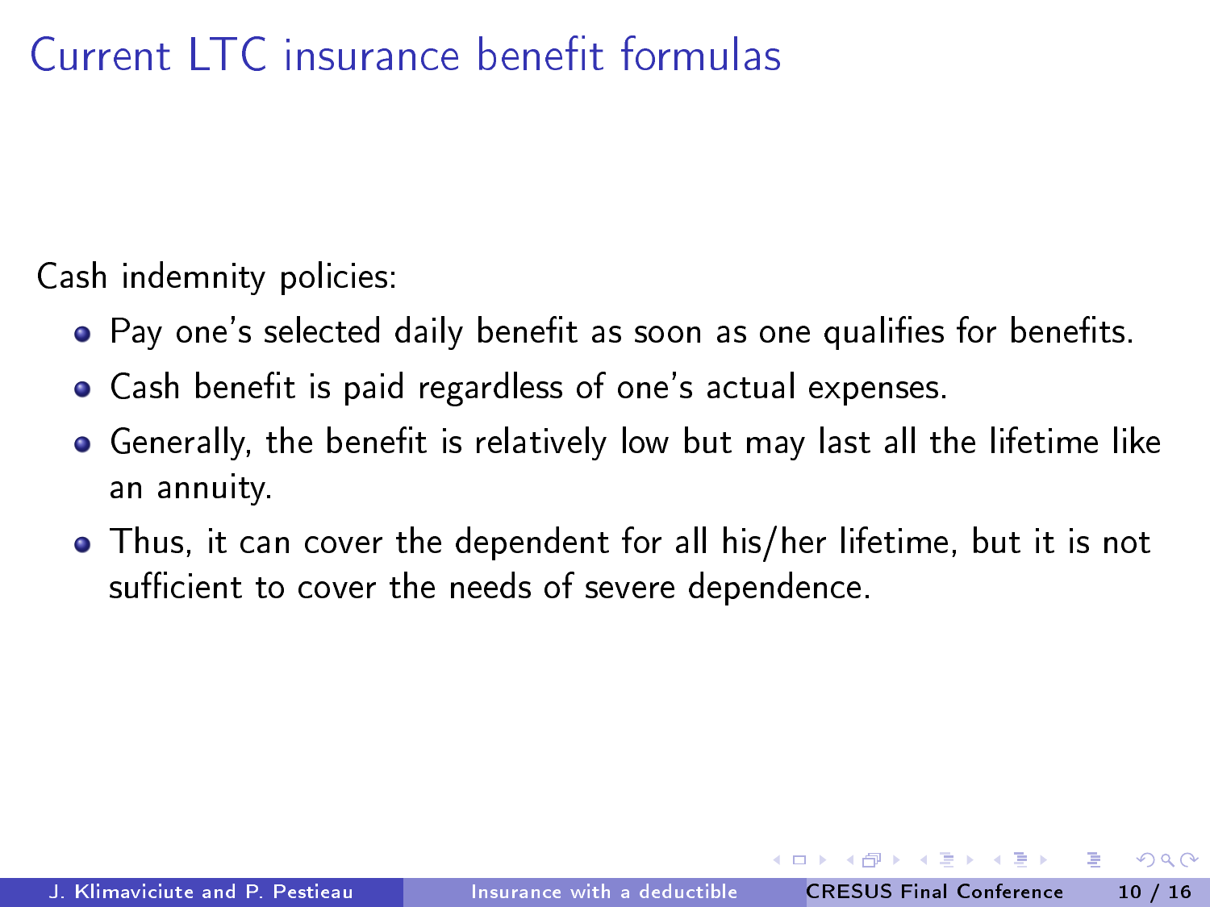# Current LTC insurance benefit formulas

Cash indemnity policies:

- Pay one's selected daily benefit as soon as one qualifies for benefits.
- Cash benefit is paid regardless of one's actual expenses.
- Generally, the benefit is relatively low but may last all the lifetime like an annuity.
- Thus, it can cover the dependent for all his/her lifetime, but it is not sufficient to cover the needs of severe dependence.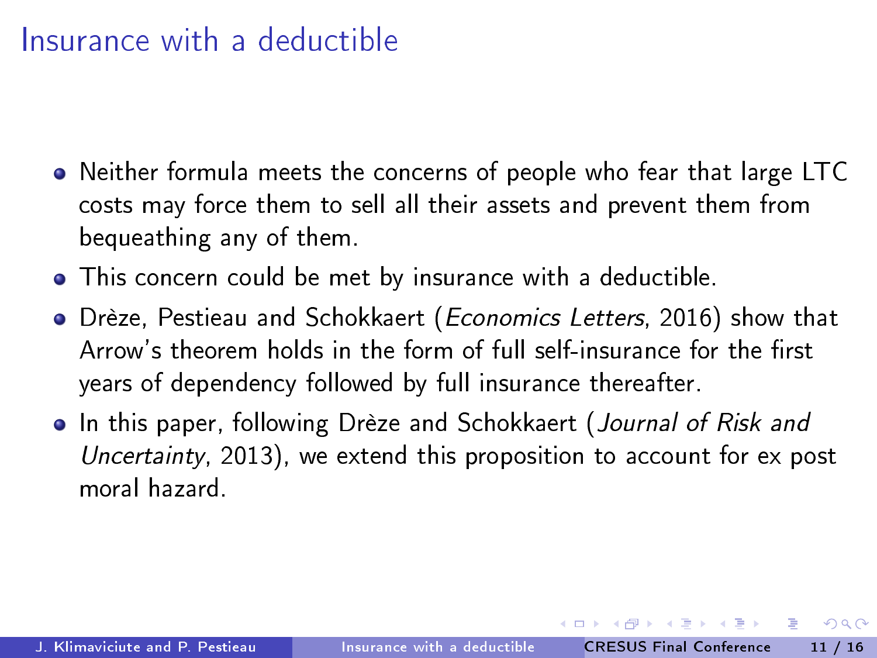# Insurance with a deductible

- Neither formula meets the concerns of people who fear that large LTC costs may force them to sell all their assets and prevent them from bequeathing any of them.
- This concern could be met by insurance with a deductible.
- Drèze, Pestieau and Schokkaert (*Economics Letters*, 2016) show that Arrow's theorem holds in the form of full self-insurance for the first years of dependency followed by full insurance thereafter.
- In this paper, following Drèze and Schokkaert (*Journal of Risk and Uncertainty*, 2013), we extend this proposition to account for ex post moral hazard.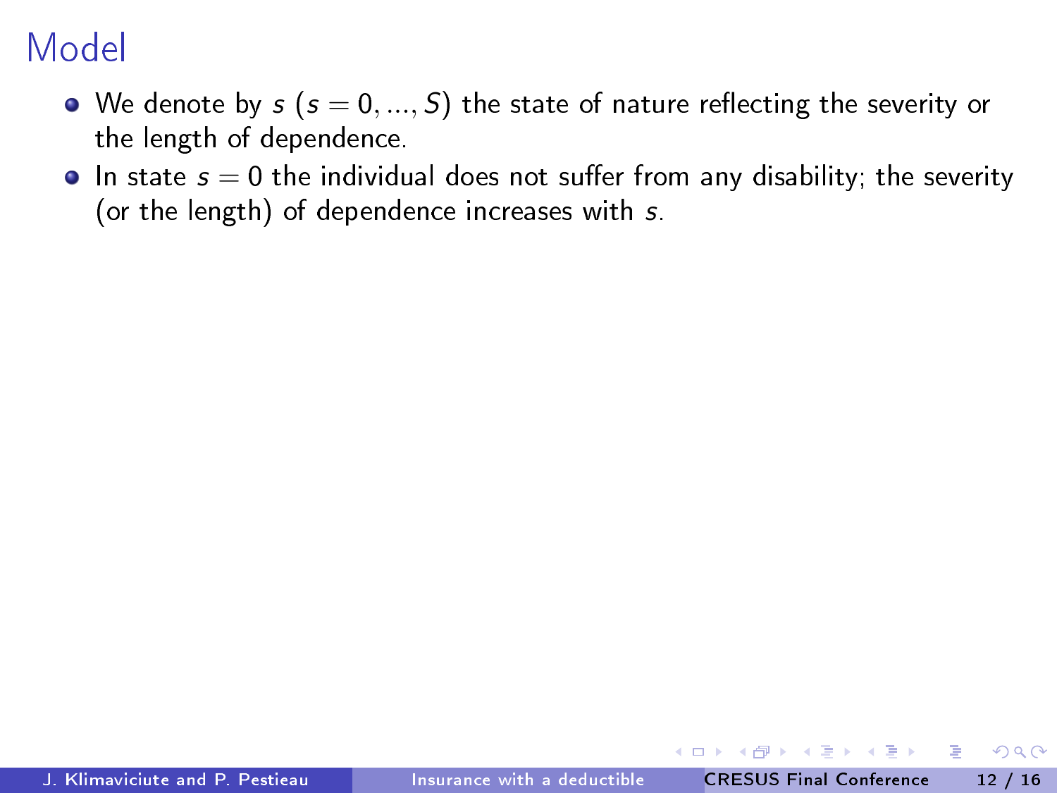# Model

- We denote by $s$ ($s = 0, ..., S$) the state of nature reflecting the severity or the length of dependence.
- In state $s = 0$ the individual does not suffer from any disability; the severity (or the length) of dependence increases with $s$.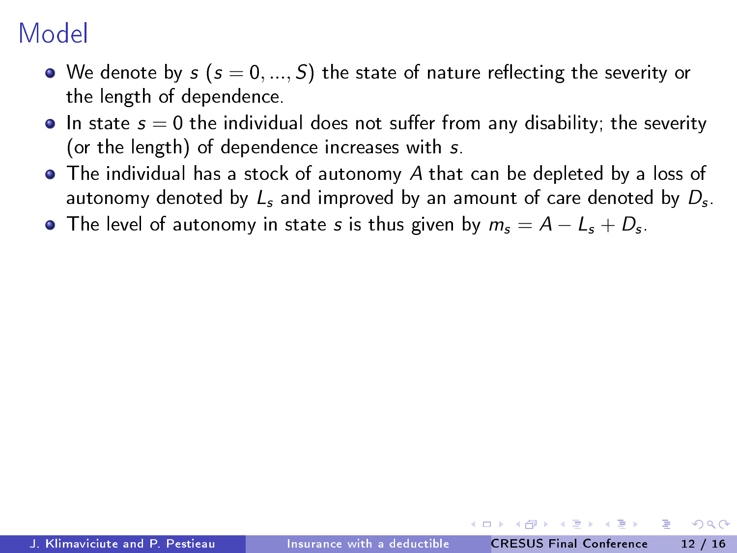# Model

- We denote by $s$ ($s = 0, ..., S$) the state of nature reflecting the severity or the length of dependence.
- In state $s = 0$ the individual does not suffer from any disability; the severity (or the length) of dependence increases with $s$.
- The individual has a stock of autonomy $A$ that can be depleted by a loss of autonomy denoted by $L_s$ and improved by an amount of care denoted by $D_s$.
- The level of autonomy in state $s$ is thus given by $m_s = A - L_s + D_s$.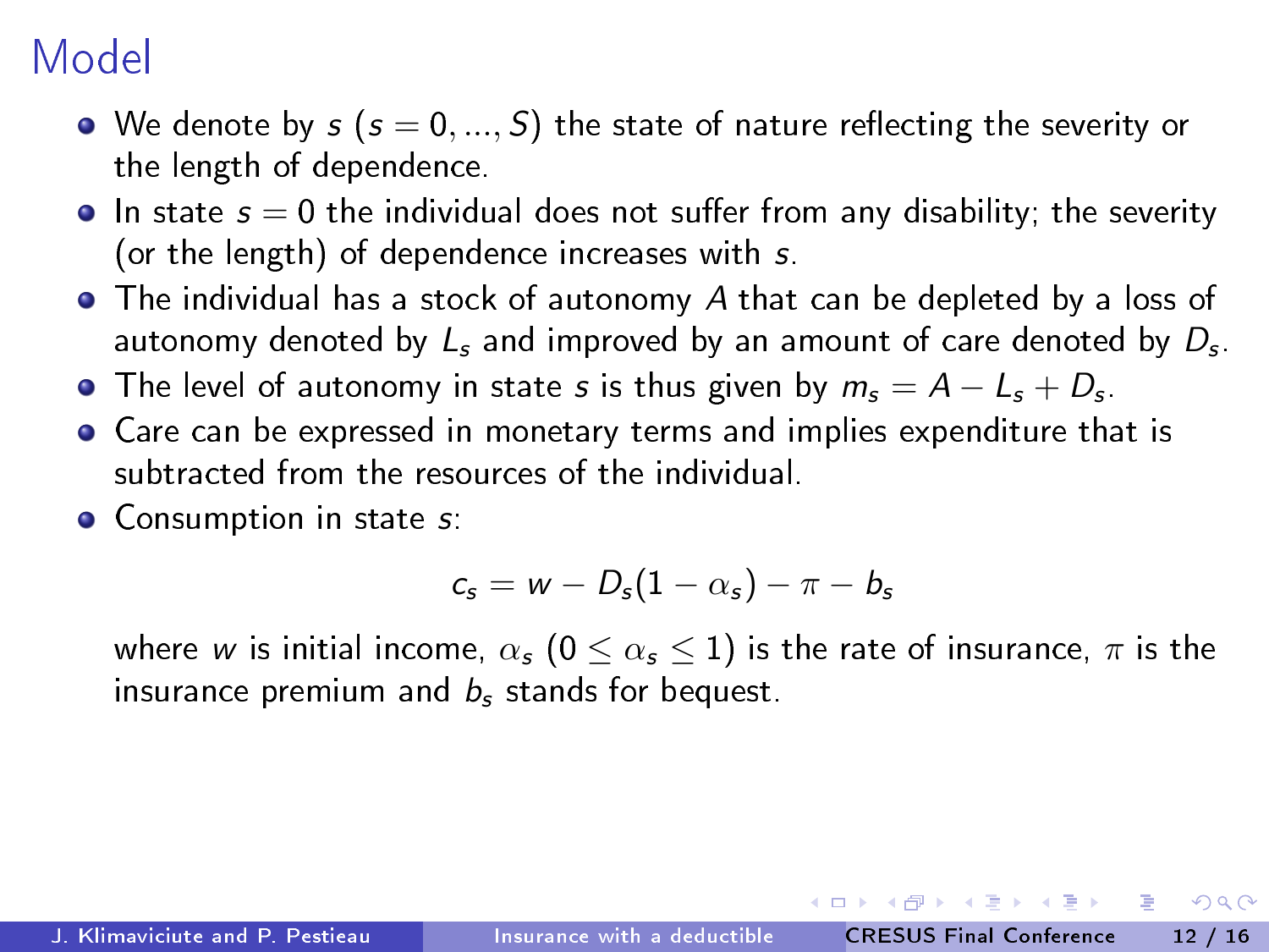# Model

- We denote by $s$ ($s = 0, ..., S$) the state of nature reflecting the severity or the length of dependence.
- In state $s = 0$ the individual does not suffer from any disability; the severity (or the length) of dependence increases with $s$.
- The individual has a stock of autonomy $A$ that can be depleted by a loss of autonomy denoted by $L_s$ and improved by an amount of care denoted by $D_s$.
- The level of autonomy in state $s$ is thus given by $m_s = A - L_s + D_s$.
- Care can be expressed in monetary terms and implies expenditure that is subtracted from the resources of the individual.
- Consumption in state $s$:

$$c_s = w - D_s(1 - \alpha_s) - \pi - b_s$$

where $w$ is initial income, $\alpha_s$ ($0 \leq \alpha_s \leq 1$) is the rate of insurance, $\pi$ is the insurance premium and $b_s$ stands for bequest.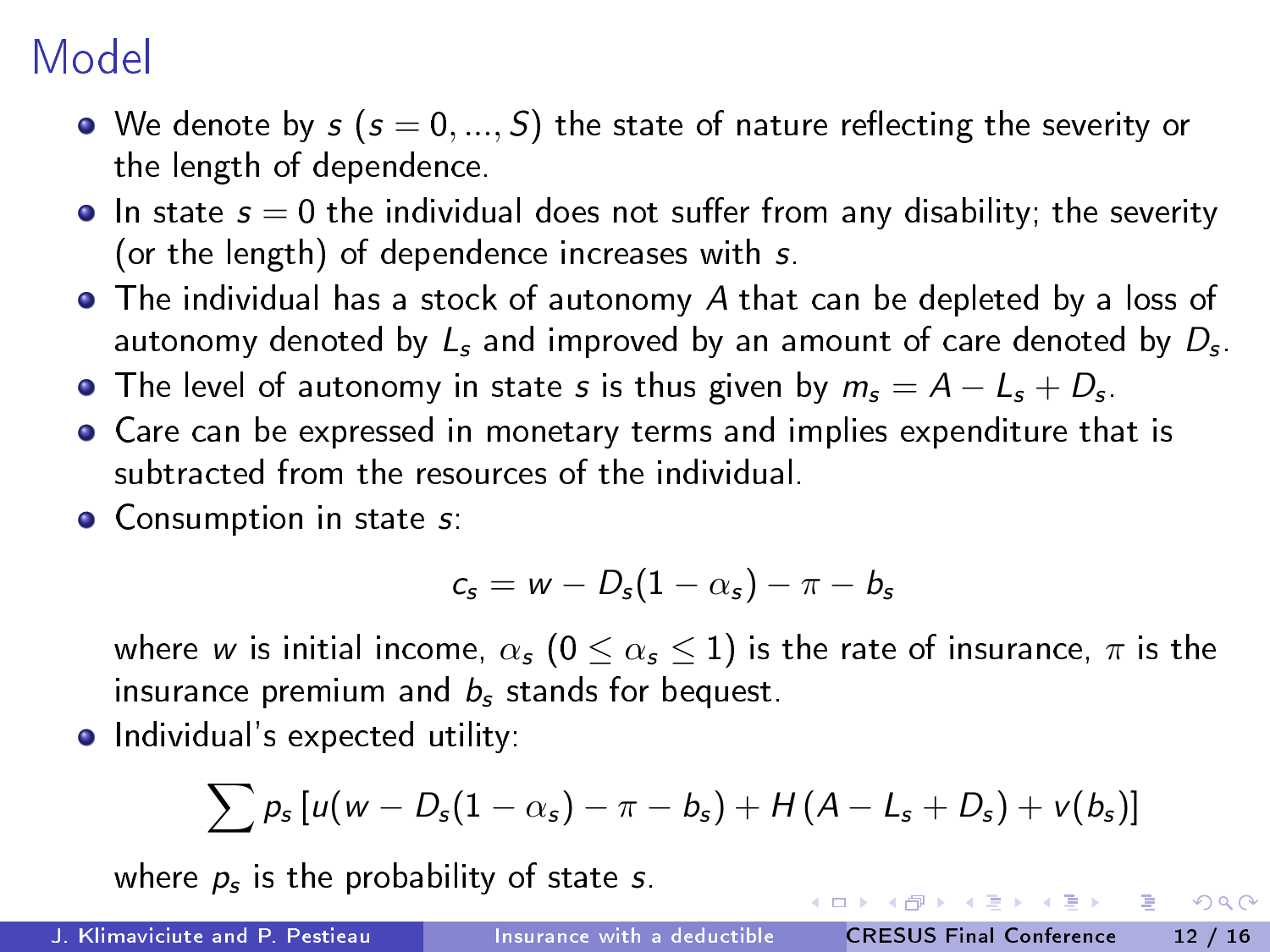# Model

- We denote by $s$ ($s = 0, ..., S$) the state of nature reflecting the severity or the length of dependence.
- In state $s = 0$ the individual does not suffer from any disability; the severity (or the length) of dependence increases with $s$.
- The individual has a stock of autonomy $A$ that can be depleted by a loss of autonomy denoted by $L_s$ and improved by an amount of care denoted by $D_s$.
- The level of autonomy in state $s$ is thus given by $m_s = A - L_s + D_s$.
- Care can be expressed in monetary terms and implies expenditure that is subtracted from the resources of the individual.
- Consumption in state $s$:

$$c_s = w - D_s(1 - \alpha_s) - \pi - b_s$$

  where $w$ is initial income, $\alpha_s$ ($0 \leq \alpha_s \leq 1$) is the rate of insurance, $\pi$ is the insurance premium and $b_s$ stands for bequest.
- Individual's expected utility:

$$\sum p_s \left[ u(w - D_s(1 - \alpha_s) - \pi - b_s) + H\left(A - L_s + D_s\right) + v(b_s) \right]$$

  where $p_s$ is the probability of state $s$.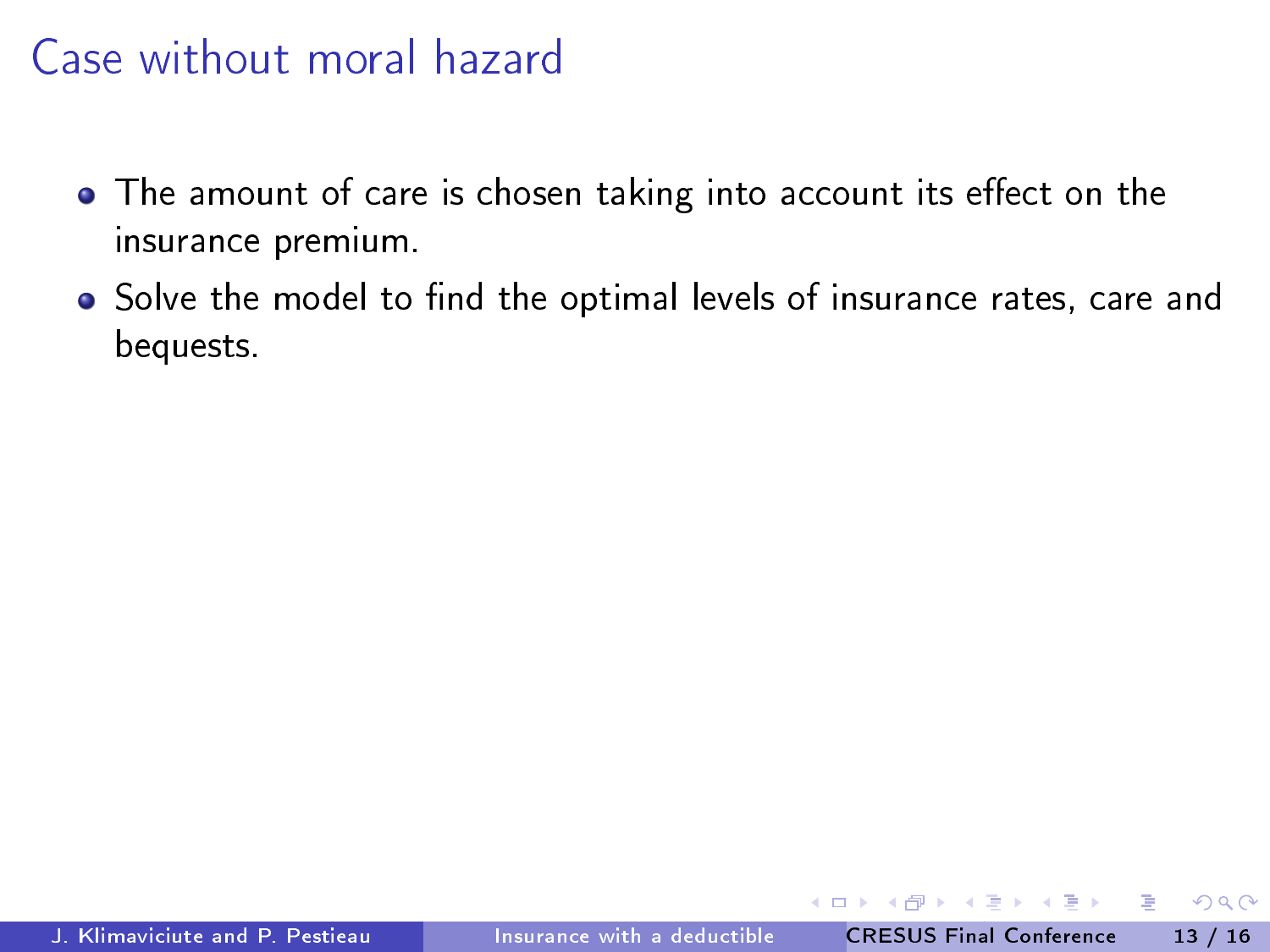# Case without moral hazard

- The amount of care is chosen taking into account its effect on the insurance premium.
- Solve the model to find the optimal levels of insurance rates, care and bequests.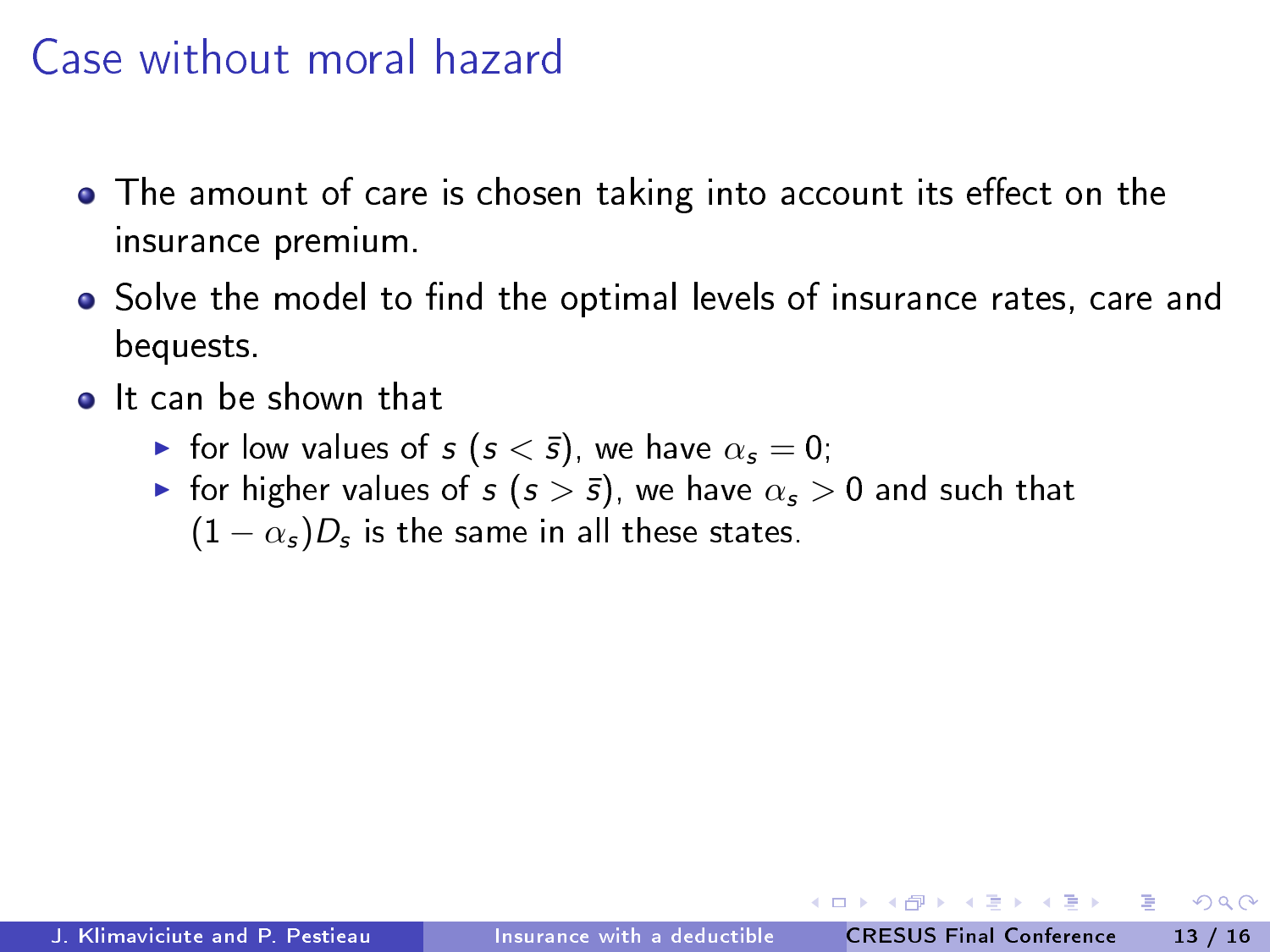# Case without moral hazard

- The amount of care is chosen taking into account its effect on the insurance premium.
- Solve the model to find the optimal levels of insurance rates, care and bequests.
- It can be shown that
  - for low values of $s$ ($s < \bar{s}$), we have $\alpha_s = 0$;
  - for higher values of $s$ ($s > \bar{s}$), we have $\alpha_s > 0$ and such that $(1 - \alpha_s)D_s$ is the same in all these states.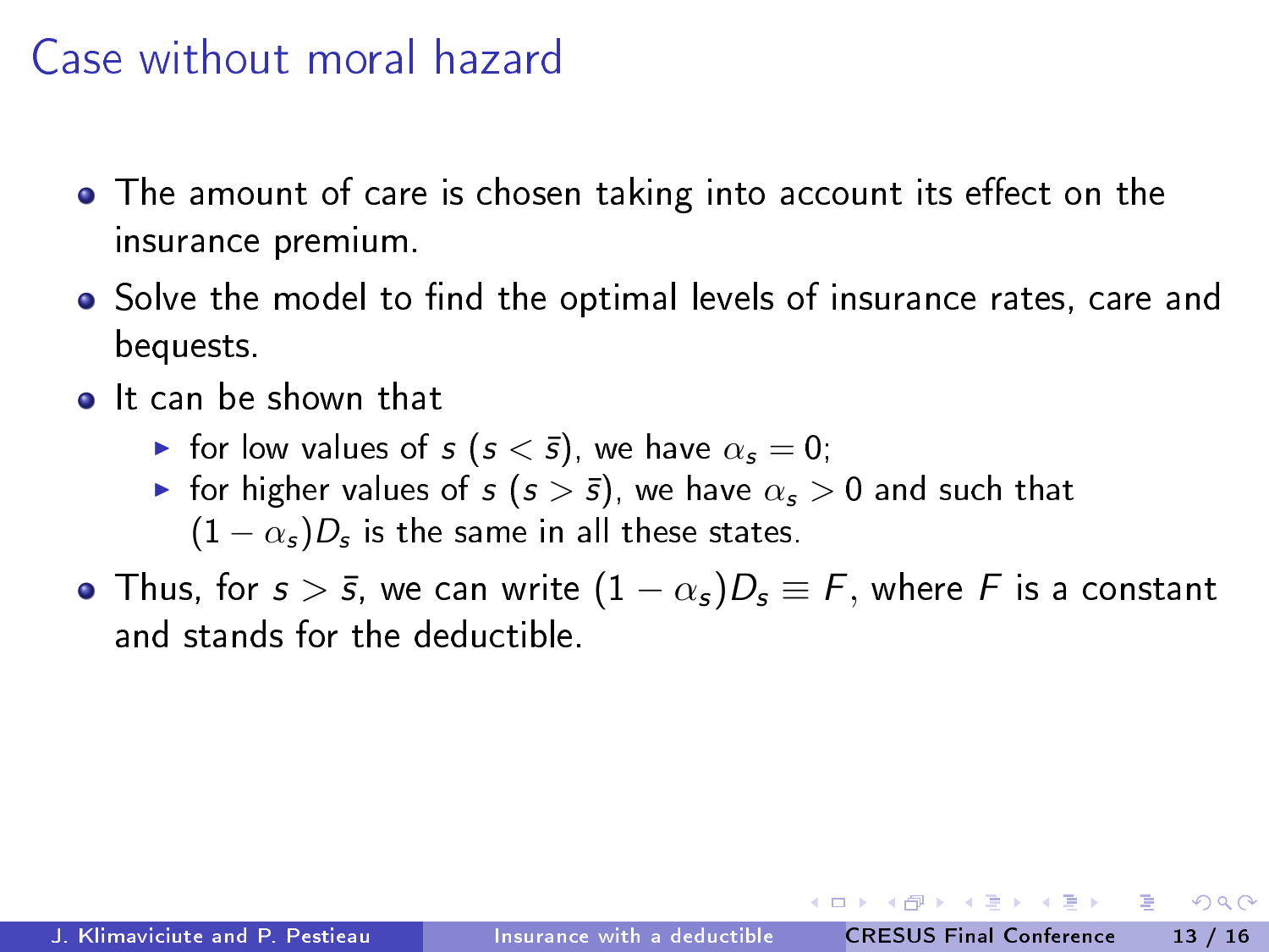# Case without moral hazard

- The amount of care is chosen taking into account its effect on the insurance premium.
- Solve the model to find the optimal levels of insurance rates, care and bequests.
- It can be shown that
  - for low values of $s$ ($s < \bar{s}$), we have $\alpha_s = 0$;
  - for higher values of $s$ ($s > \bar{s}$), we have $\alpha_s > 0$ and such that $(1 - \alpha_s)D_s$ is the same in all these states.
- Thus, for $s > \bar{s}$, we can write $(1 - \alpha_s)D_s \equiv F$, where $F$ is a constant and stands for the deductible.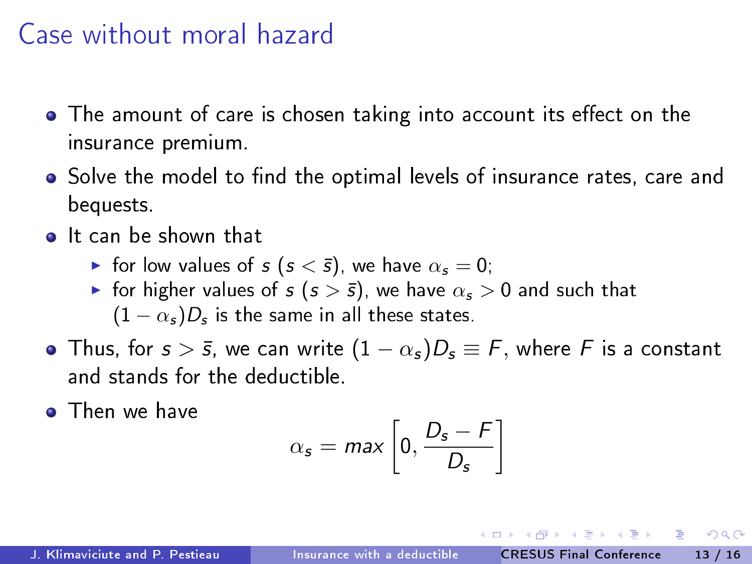# Case without moral hazard

- The amount of care is chosen taking into account its effect on the insurance premium.
- Solve the model to find the optimal levels of insurance rates, care and bequests.
- It can be shown that
  - for low values of $s$ ($s < \bar{s}$), we have $\alpha_s = 0$;
  - for higher values of $s$ ($s > \bar{s}$), we have $\alpha_s > 0$ and such that $(1 - \alpha_s)D_s$ is the same in all these states.
- Thus, for $s > \bar{s}$, we can write $(1 - \alpha_s)D_s \equiv F$, where $F$ is a constant and stands for the deductible.
- Then we have

$$\alpha_s = max\left[0, \frac{D_s - F}{D_s}\right]$$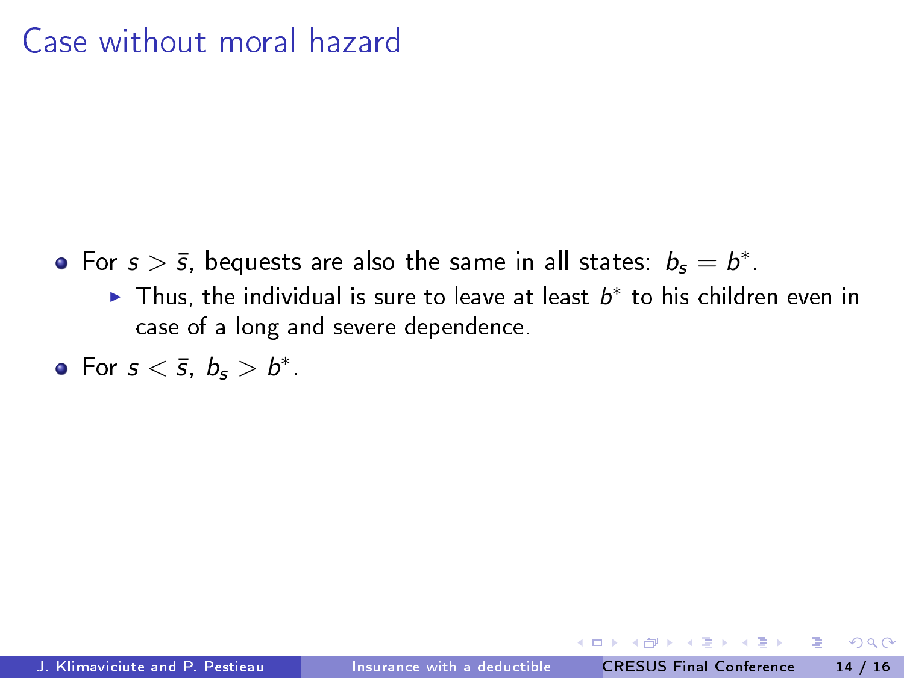# Case without moral hazard

- For $s > \bar{s}$, bequests are also the same in all states: $b_s = b^*$.
  - Thus, the individual is sure to leave at least $b^*$ to his children even in case of a long and severe dependence.
- For $s < \bar{s}$, $b_s > b^*$.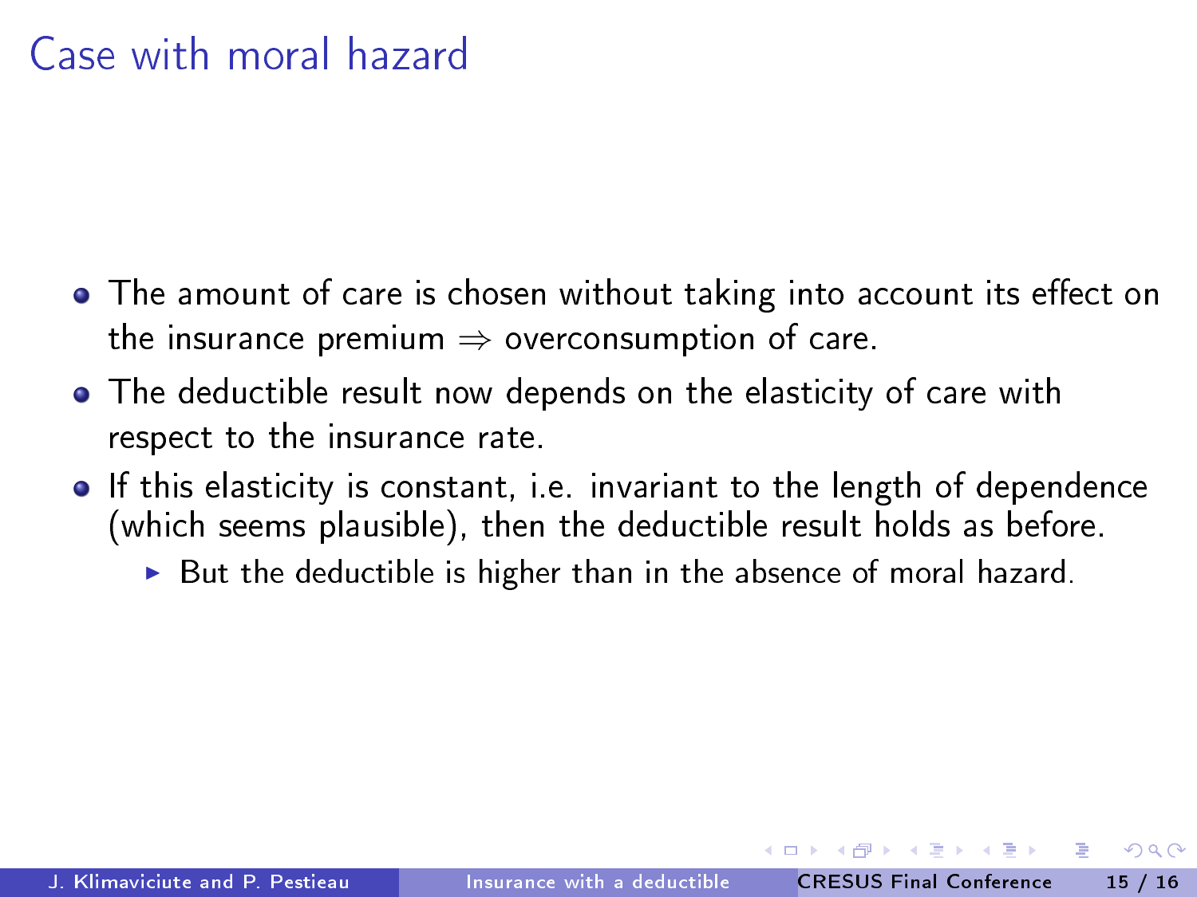# Case with moral hazard

- The amount of care is chosen without taking into account its effect on the insurance premium $\Rightarrow$ overconsumption of care.
- The deductible result now depends on the elasticity of care with respect to the insurance rate.
- If this elasticity is constant, i.e. invariant to the length of dependence (which seems plausible), then the deductible result holds as before.
  - But the deductible is higher than in the absence of moral hazard.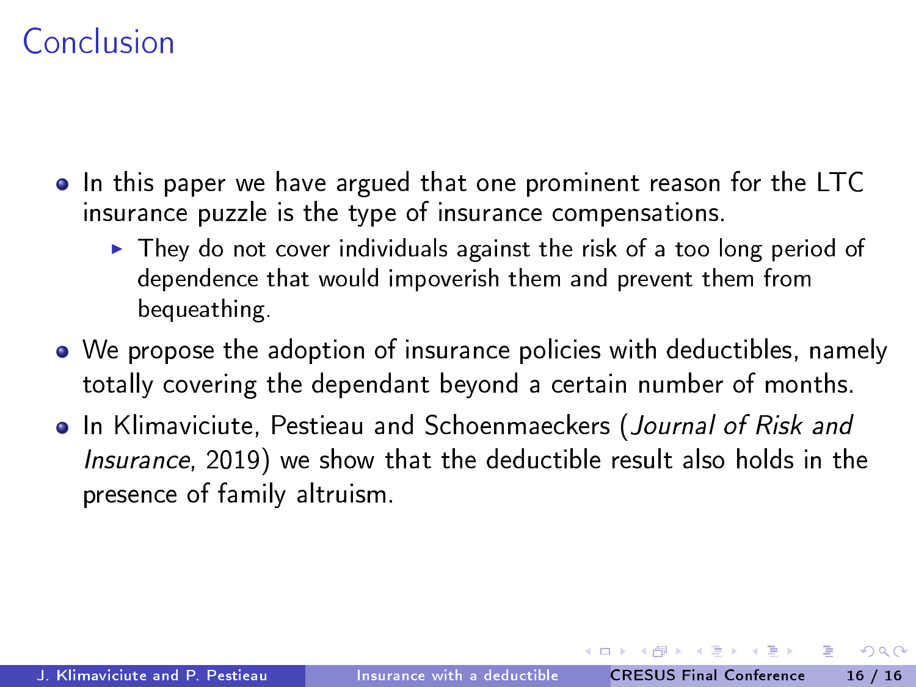# Conclusion

- In this paper we have argued that one prominent reason for the LTC insurance puzzle is the type of insurance compensations.
  - They do not cover individuals against the risk of a too long period of dependence that would impoverish them and prevent them from bequeathing.
- We propose the adoption of insurance policies with deductibles, namely totally covering the dependant beyond a certain number of months.
- In Klimaviciute, Pestieau and Schoenmaeckers (*Journal of Risk and Insurance*, 2019) we show that the deductible result also holds in the presence of family altruism.